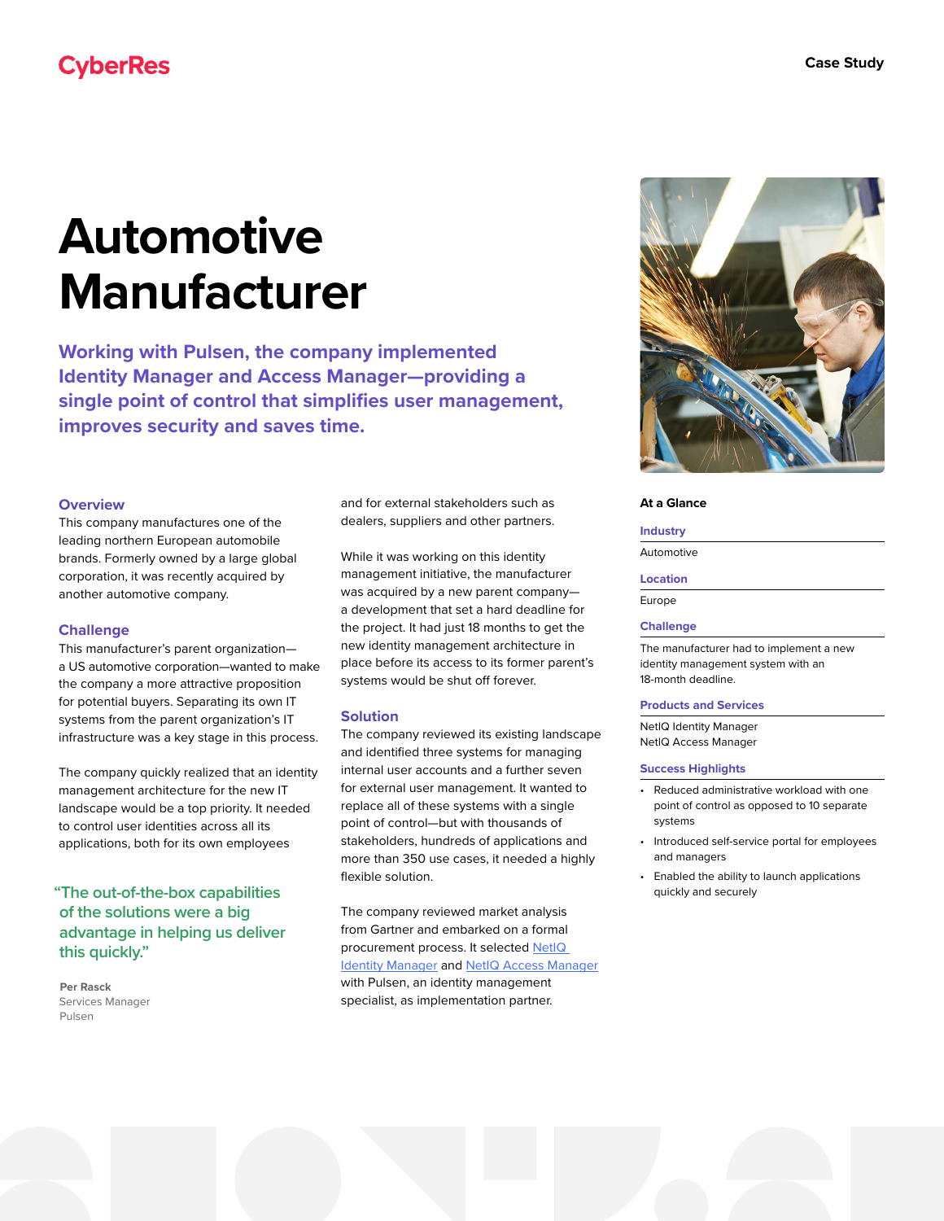CyberRes

Case Study

# Automotive Manufacturer

**Working with Pulsen, the company implemented Identity Manager and Access Manager—providing a single point of control that simplifies user management, improves security and saves time.**

## Overview

This company manufactures one of the leading northern European automobile brands. Formerly owned by a large global corporation, it was recently acquired by another automotive company.

## Challenge

This manufacturer's parent organization—a US automotive corporation—wanted to make the company a more attractive proposition for potential buyers. Separating its own IT systems from the parent organization's IT infrastructure was a key stage in this process.

The company quickly realized that an identity management architecture for the new IT landscape would be a top priority. It needed to control user identities across all its applications, both for its own employees and for external stakeholders such as dealers, suppliers and other partners.

While it was working on this identity management initiative, the manufacturer was acquired by a new parent company—a development that set a hard deadline for the project. It had just 18 months to get the new identity management architecture in place before its access to its former parent's systems would be shut off forever.

## Solution

The company reviewed its existing landscape and identified three systems for managing internal user accounts and a further seven for external user management. It wanted to replace all of these systems with a single point of control—but with thousands of stakeholders, hundreds of applications and more than 350 use cases, it needed a highly flexible solution.

The company reviewed market analysis from Gartner and embarked on a formal procurement process. It selected NetIQ Identity Manager and NetIQ Access Manager with Pulsen, an identity management specialist, as implementation partner.

> "The out-of-the-box capabilities of the solutions were a big advantage in helping us deliver this quickly."
>
> **Per Rasck**
> Services Manager
> Pulsen

### At a Glance

**Industry**

Automotive

**Location**

Europe

**Challenge**

The manufacturer had to implement a new identity management system with an 18-month deadline.

**Products and Services**

NetIQ Identity Manager
NetIQ Access Manager

**Success Highlights**

- Reduced administrative workload with one point of control as opposed to 10 separate systems
- Introduced self-service portal for employees and managers
- Enabled the ability to launch applications quickly and securely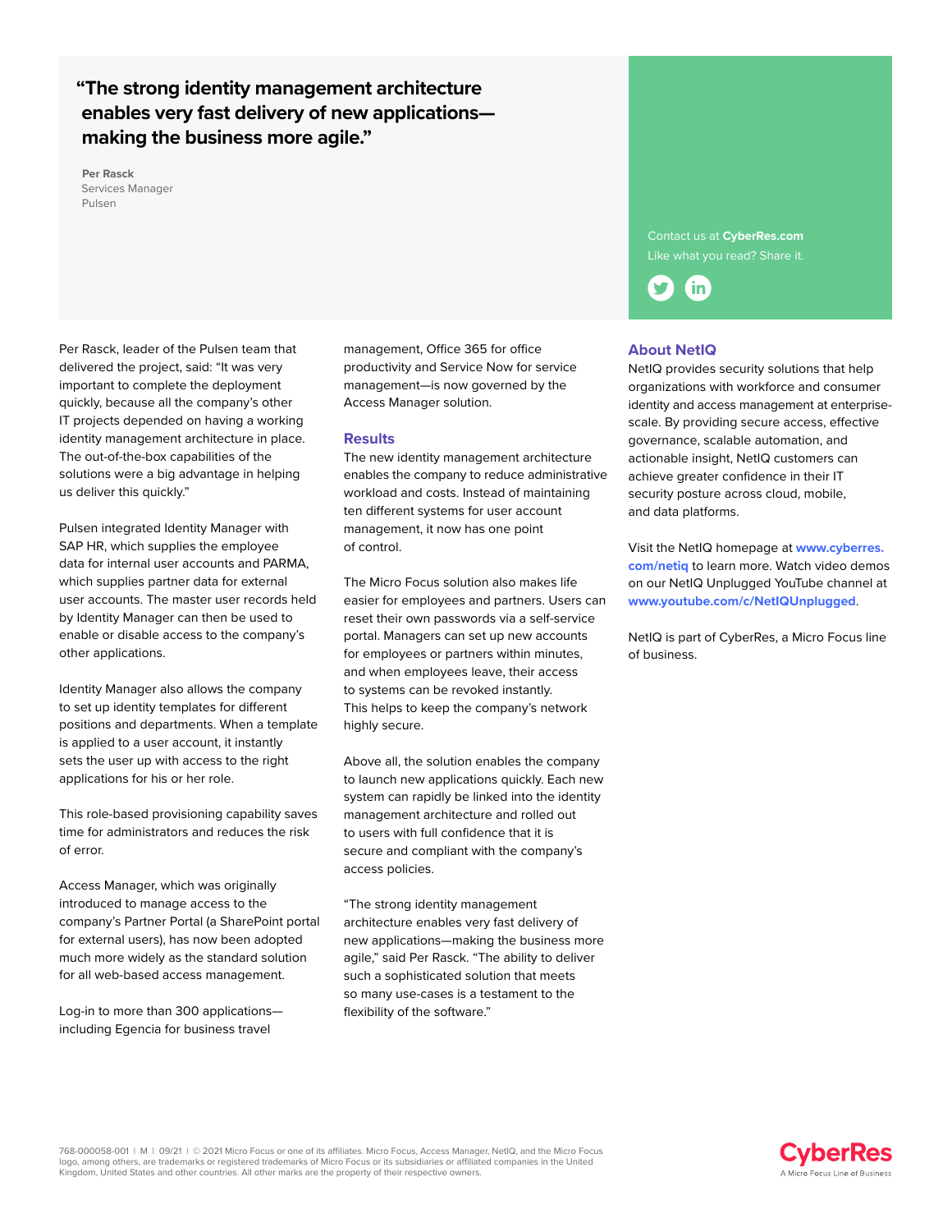> **"The strong identity management architecture enables very fast delivery of new applications—making the business more agile."**
>
> **Per Rasck**
> Services Manager
> Pulsen

Contact us at **CyberRes.com**
Like what you read? Share it.

Per Rasck, leader of the Pulsen team that delivered the project, said: "It was very important to complete the deployment quickly, because all the company's other IT projects depended on having a working identity management architecture in place. The out-of-the-box capabilities of the solutions were a big advantage in helping us deliver this quickly."

Pulsen integrated Identity Manager with SAP HR, which supplies the employee data for internal user accounts and PARMA, which supplies partner data for external user accounts. The master user records held by Identity Manager can then be used to enable or disable access to the company's other applications.

Identity Manager also allows the company to set up identity templates for different positions and departments. When a template is applied to a user account, it instantly sets the user up with access to the right applications for his or her role.

This role-based provisioning capability saves time for administrators and reduces the risk of error.

Access Manager, which was originally introduced to manage access to the company's Partner Portal (a SharePoint portal for external users), has now been adopted much more widely as the standard solution for all web-based access management.

Log-in to more than 300 applications—including Egencia for business travel management, Office 365 for office productivity and Service Now for service management—is now governed by the Access Manager solution.

## Results

The new identity management architecture enables the company to reduce administrative workload and costs. Instead of maintaining ten different systems for user account management, it now has one point of control.

The Micro Focus solution also makes life easier for employees and partners. Users can reset their own passwords via a self-service portal. Managers can set up new accounts for employees or partners within minutes, and when employees leave, their access to systems can be revoked instantly. This helps to keep the company's network highly secure.

Above all, the solution enables the company to launch new applications quickly. Each new system can rapidly be linked into the identity management architecture and rolled out to users with full confidence that it is secure and compliant with the company's access policies.

"The strong identity management architecture enables very fast delivery of new applications—making the business more agile," said Per Rasck. "The ability to deliver such a sophisticated solution that meets so many use-cases is a testament to the flexibility of the software."

## About NetIQ

NetIQ provides security solutions that help organizations with workforce and consumer identity and access management at enterprise-scale. By providing secure access, effective governance, scalable automation, and actionable insight, NetIQ customers can achieve greater confidence in their IT security posture across cloud, mobile, and data platforms.

Visit the NetIQ homepage at **www.cyberres.com/netiq** to learn more. Watch video demos on our NetIQ Unplugged YouTube channel at **www.youtube.com/c/NetIQUnplugged**.

NetIQ is part of CyberRes, a Micro Focus line of business.

768-000058-001 | M | 09/21 | © 2021 Micro Focus or one of its affiliates. Micro Focus, Access Manager, NetIQ, and the Micro Focus logo, among others, are trademarks or registered trademarks of Micro Focus or its subsidiaries or affiliated companies in the United Kingdom, United States and other countries. All other marks are the property of their respective owners.

CyberRes
A Micro Focus Line of Business